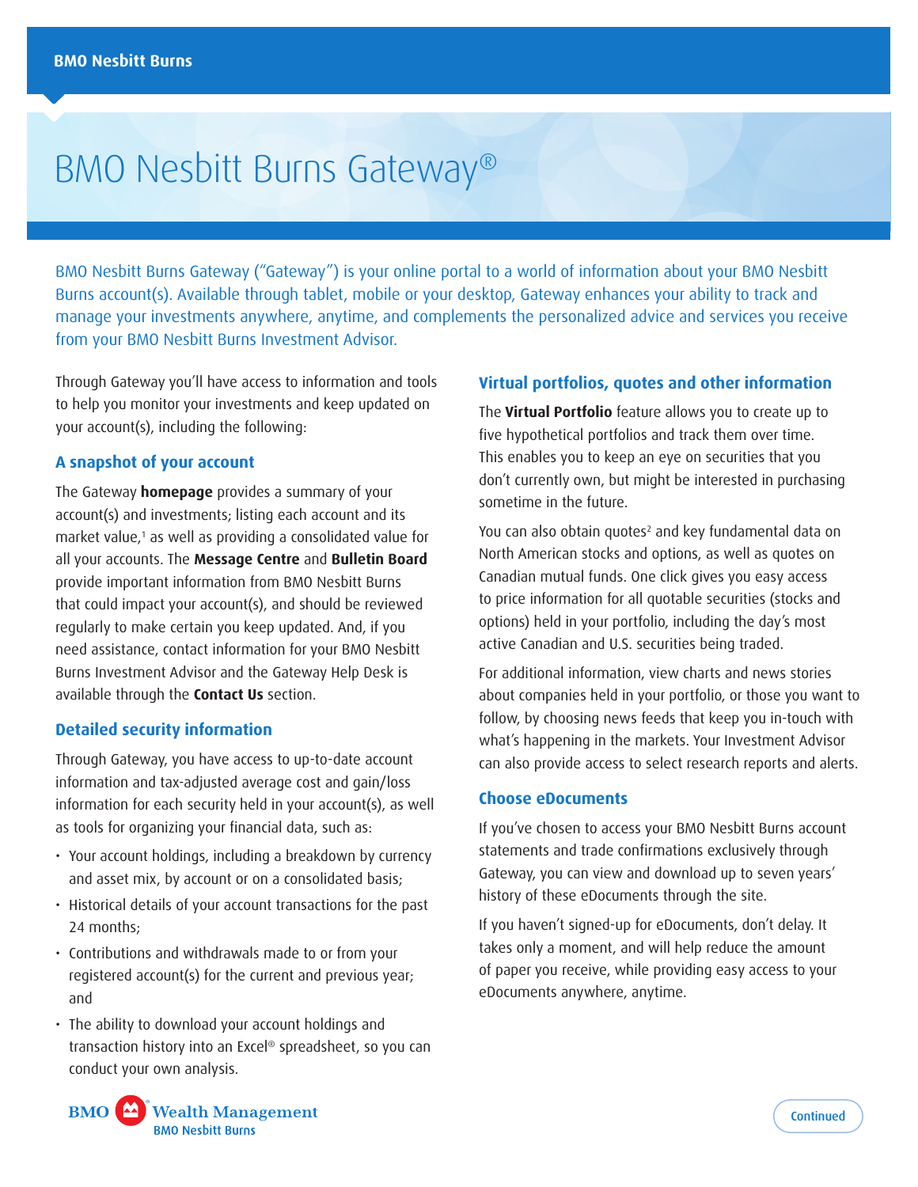# BMO Nesbitt Burns Gateway®

BMO Nesbitt Burns Gateway ("Gateway") is your online portal to a world of information about your BMO Nesbitt Burns account(s). Available through tablet, mobile or your desktop, Gateway enhances your ability to track and manage your investments anywhere, anytime, and complements the personalized advice and services you receive from your BMO Nesbitt Burns Investment Advisor.

Through Gateway you'll have access to information and tools to help you monitor your investments and keep updated on your account(s), including the following:

## A snapshot of your account

The Gateway **homepage** provides a summary of your account(s) and investments; listing each account and its market value,[1] as well as providing a consolidated value for all your accounts. The **Message Centre** and **Bulletin Board** provide important information from BMO Nesbitt Burns that could impact your account(s), and should be reviewed regularly to make certain you keep updated. And, if you need assistance, contact information for your BMO Nesbitt Burns Investment Advisor and the Gateway Help Desk is available through the **Contact Us** section.

## Detailed security information

Through Gateway, you have access to up-to-date account information and tax-adjusted average cost and gain/loss information for each security held in your account(s), as well as tools for organizing your financial data, such as:

- Your account holdings, including a breakdown by currency and asset mix, by account or on a consolidated basis;
- Historical details of your account transactions for the past 24 months;
- Contributions and withdrawals made to or from your registered account(s) for the current and previous year; and
- The ability to download your account holdings and transaction history into an Excel® spreadsheet, so you can conduct your own analysis.

## Virtual portfolios, quotes and other information

The **Virtual Portfolio** feature allows you to create up to five hypothetical portfolios and track them over time. This enables you to keep an eye on securities that you don't currently own, but might be interested in purchasing sometime in the future.

You can also obtain quotes[2] and key fundamental data on North American stocks and options, as well as quotes on Canadian mutual funds. One click gives you easy access to price information for all quotable securities (stocks and options) held in your portfolio, including the day's most active Canadian and U.S. securities being traded.

For additional information, view charts and news stories about companies held in your portfolio, or those you want to follow, by choosing news feeds that keep you in-touch with what's happening in the markets. Your Investment Advisor can also provide access to select research reports and alerts.

## Choose eDocuments

If you've chosen to access your BMO Nesbitt Burns account statements and trade confirmations exclusively through Gateway, you can view and download up to seven years' history of these eDocuments through the site.

If you haven't signed-up for eDocuments, don't delay. It takes only a moment, and will help reduce the amount of paper you receive, while providing easy access to your eDocuments anywhere, anytime.

Continued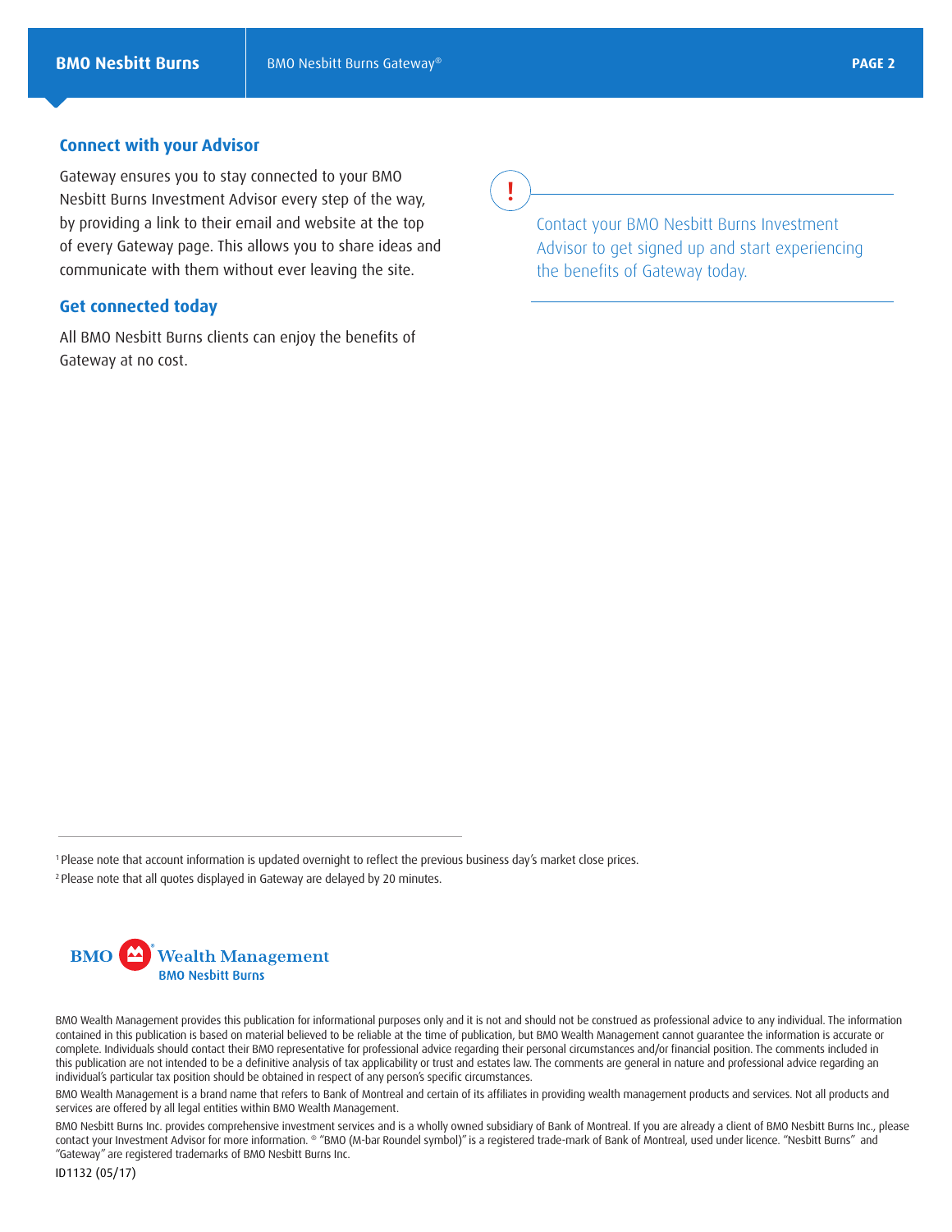## Connect with your Advisor

Gateway ensures you to stay connected to your BMO Nesbitt Burns Investment Advisor every step of the way, by providing a link to their email and website at the top of every Gateway page. This allows you to share ideas and communicate with them without ever leaving the site.

## Get connected today

All BMO Nesbitt Burns clients can enjoy the benefits of Gateway at no cost.

!

Contact your BMO Nesbitt Burns Investment Advisor to get signed up and start experiencing the benefits of Gateway today.

---

[1] Please note that account information is updated overnight to reflect the previous business day's market close prices.

[2] Please note that all quotes displayed in Gateway are delayed by 20 minutes.

BMO Wealth Management
BMO Nesbitt Burns

BMO Wealth Management provides this publication for informational purposes only and it is not and should not be construed as professional advice to any individual. The information contained in this publication is based on material believed to be reliable at the time of publication, but BMO Wealth Management cannot guarantee the information is accurate or complete. Individuals should contact their BMO representative for professional advice regarding their personal circumstances and/or financial position. The comments included in this publication are not intended to be a definitive analysis of tax applicability or trust and estates law. The comments are general in nature and professional advice regarding an individual's particular tax position should be obtained in respect of any person's specific circumstances.

BMO Wealth Management is a brand name that refers to Bank of Montreal and certain of its affiliates in providing wealth management products and services. Not all products and services are offered by all legal entities within BMO Wealth Management.

BMO Nesbitt Burns Inc. provides comprehensive investment services and is a wholly owned subsidiary of Bank of Montreal. If you are already a client of BMO Nesbitt Burns Inc., please contact your Investment Advisor for more information. ® "BMO (M-bar Roundel symbol)" is a registered trade-mark of Bank of Montreal, used under licence. "Nesbitt Burns" and "Gateway" are registered trademarks of BMO Nesbitt Burns Inc.

ID1132 (05/17)